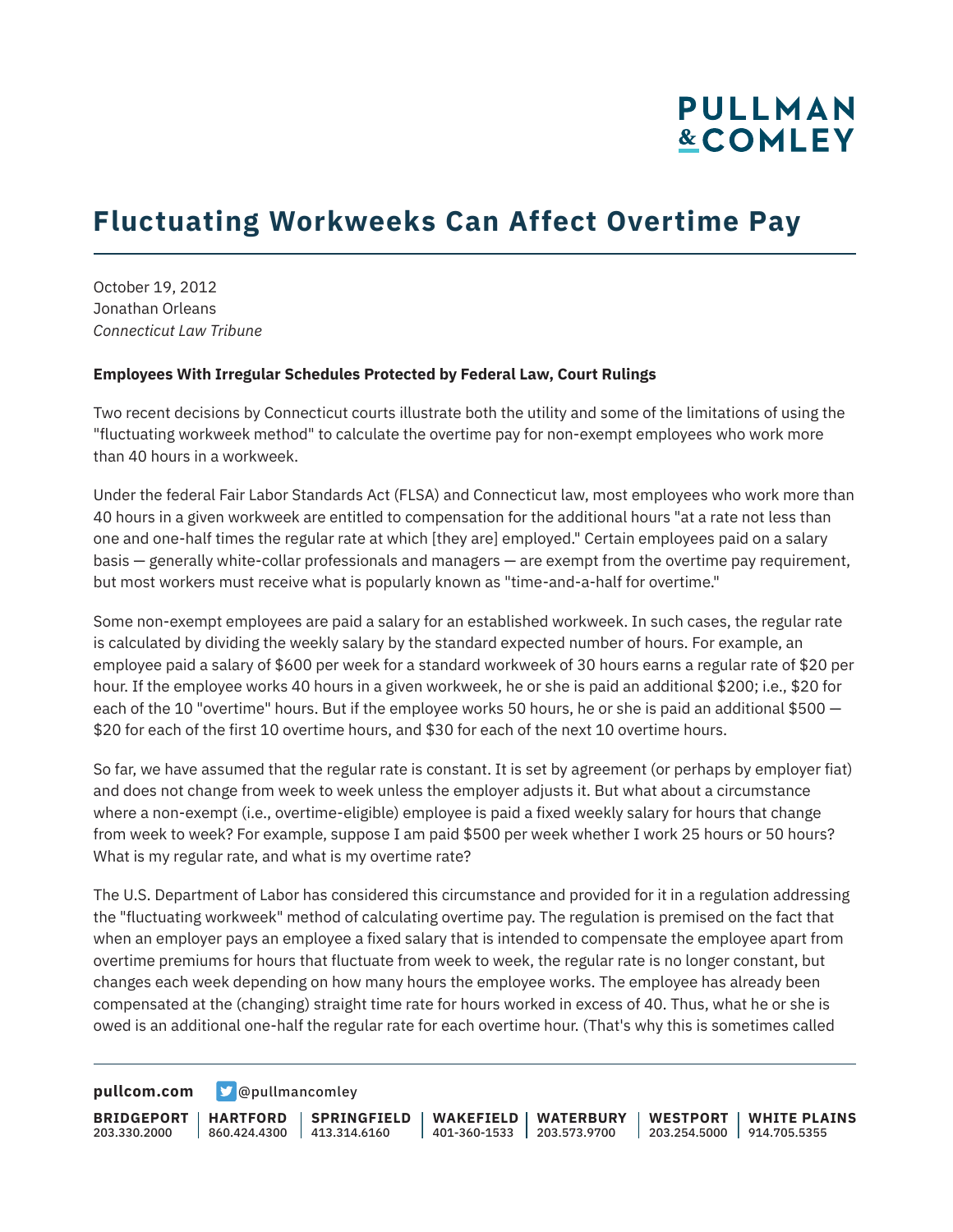# Fluctuating Workweeks Can Affect Overtime Pay

October 19, 2012
Jonathan Orleans
*Connecticut Law Tribune*

**Employees With Irregular Schedules Protected by Federal Law, Court Rulings**

Two recent decisions by Connecticut courts illustrate both the utility and some of the limitations of using the "fluctuating workweek method" to calculate the overtime pay for non-exempt employees who work more than 40 hours in a workweek.

Under the federal Fair Labor Standards Act (FLSA) and Connecticut law, most employees who work more than 40 hours in a given workweek are entitled to compensation for the additional hours "at a rate not less than one and one-half times the regular rate at which [they are] employed." Certain employees paid on a salary basis — generally white-collar professionals and managers — are exempt from the overtime pay requirement, but most workers must receive what is popularly known as "time-and-a-half for overtime."

Some non-exempt employees are paid a salary for an established workweek. In such cases, the regular rate is calculated by dividing the weekly salary by the standard expected number of hours. For example, an employee paid a salary of $600 per week for a standard workweek of 30 hours earns a regular rate of $20 per hour. If the employee works 40 hours in a given workweek, he or she is paid an additional $200; i.e., $20 for each of the 10 "overtime" hours. But if the employee works 50 hours, he or she is paid an additional $500 — $20 for each of the first 10 overtime hours, and $30 for each of the next 10 overtime hours.

So far, we have assumed that the regular rate is constant. It is set by agreement (or perhaps by employer fiat) and does not change from week to week unless the employer adjusts it. But what about a circumstance where a non-exempt (i.e., overtime-eligible) employee is paid a fixed weekly salary for hours that change from week to week? For example, suppose I am paid $500 per week whether I work 25 hours or 50 hours? What is my regular rate, and what is my overtime rate?

The U.S. Department of Labor has considered this circumstance and provided for it in a regulation addressing the "fluctuating workweek" method of calculating overtime pay. The regulation is premised on the fact that when an employer pays an employee a fixed salary that is intended to compensate the employee apart from overtime premiums for hours that fluctuate from week to week, the regular rate is no longer constant, but changes each week depending on how many hours the employee works. The employee has already been compensated at the (changing) straight time rate for hours worked in excess of 40. Thus, what he or she is owed is an additional one-half the regular rate for each overtime hour. (That's why this is sometimes called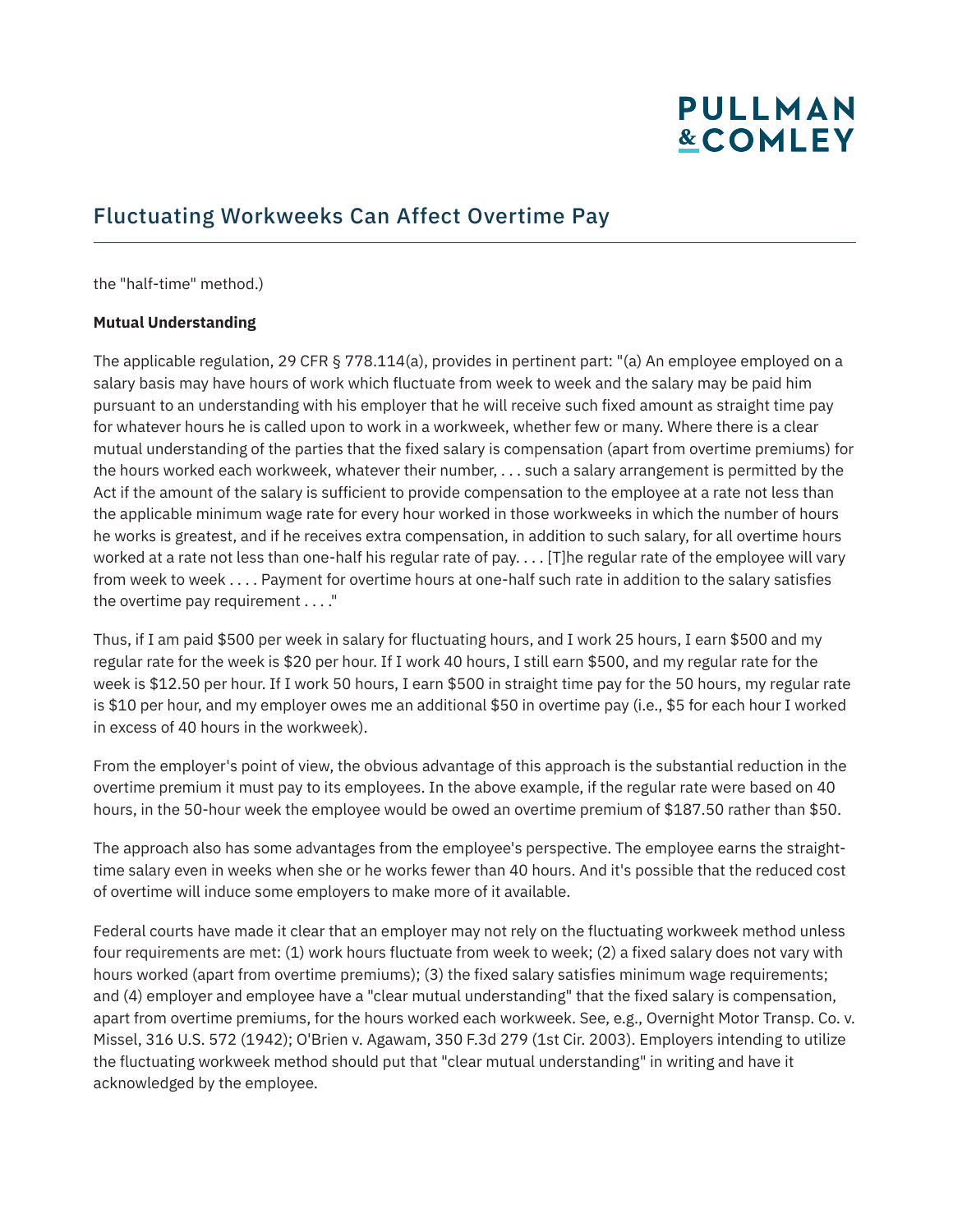the "half-time" method.)

**Mutual Understanding**

The applicable regulation, 29 CFR § 778.114(a), provides in pertinent part: "(a) An employee employed on a salary basis may have hours of work which fluctuate from week to week and the salary may be paid him pursuant to an understanding with his employer that he will receive such fixed amount as straight time pay for whatever hours he is called upon to work in a workweek, whether few or many. Where there is a clear mutual understanding of the parties that the fixed salary is compensation (apart from overtime premiums) for the hours worked each workweek, whatever their number, . . . such a salary arrangement is permitted by the Act if the amount of the salary is sufficient to provide compensation to the employee at a rate not less than the applicable minimum wage rate for every hour worked in those workweeks in which the number of hours he works is greatest, and if he receives extra compensation, in addition to such salary, for all overtime hours worked at a rate not less than one-half his regular rate of pay. . . . [T]he regular rate of the employee will vary from week to week . . . . Payment for overtime hours at one-half such rate in addition to the salary satisfies the overtime pay requirement . . . ."

Thus, if I am paid $500 per week in salary for fluctuating hours, and I work 25 hours, I earn $500 and my regular rate for the week is $20 per hour. If I work 40 hours, I still earn $500, and my regular rate for the week is $12.50 per hour. If I work 50 hours, I earn $500 in straight time pay for the 50 hours, my regular rate is $10 per hour, and my employer owes me an additional $50 in overtime pay (i.e., $5 for each hour I worked in excess of 40 hours in the workweek).

From the employer's point of view, the obvious advantage of this approach is the substantial reduction in the overtime premium it must pay to its employees. In the above example, if the regular rate were based on 40 hours, in the 50-hour week the employee would be owed an overtime premium of $187.50 rather than $50.

The approach also has some advantages from the employee's perspective. The employee earns the straight-time salary even in weeks when she or he works fewer than 40 hours. And it's possible that the reduced cost of overtime will induce some employers to make more of it available.

Federal courts have made it clear that an employer may not rely on the fluctuating workweek method unless four requirements are met: (1) work hours fluctuate from week to week; (2) a fixed salary does not vary with hours worked (apart from overtime premiums); (3) the fixed salary satisfies minimum wage requirements; and (4) employer and employee have a "clear mutual understanding" that the fixed salary is compensation, apart from overtime premiums, for the hours worked each workweek. See, e.g., Overnight Motor Transp. Co. v. Missel, 316 U.S. 572 (1942); O'Brien v. Agawam, 350 F.3d 279 (1st Cir. 2003). Employers intending to utilize the fluctuating workweek method should put that "clear mutual understanding" in writing and have it acknowledged by the employee.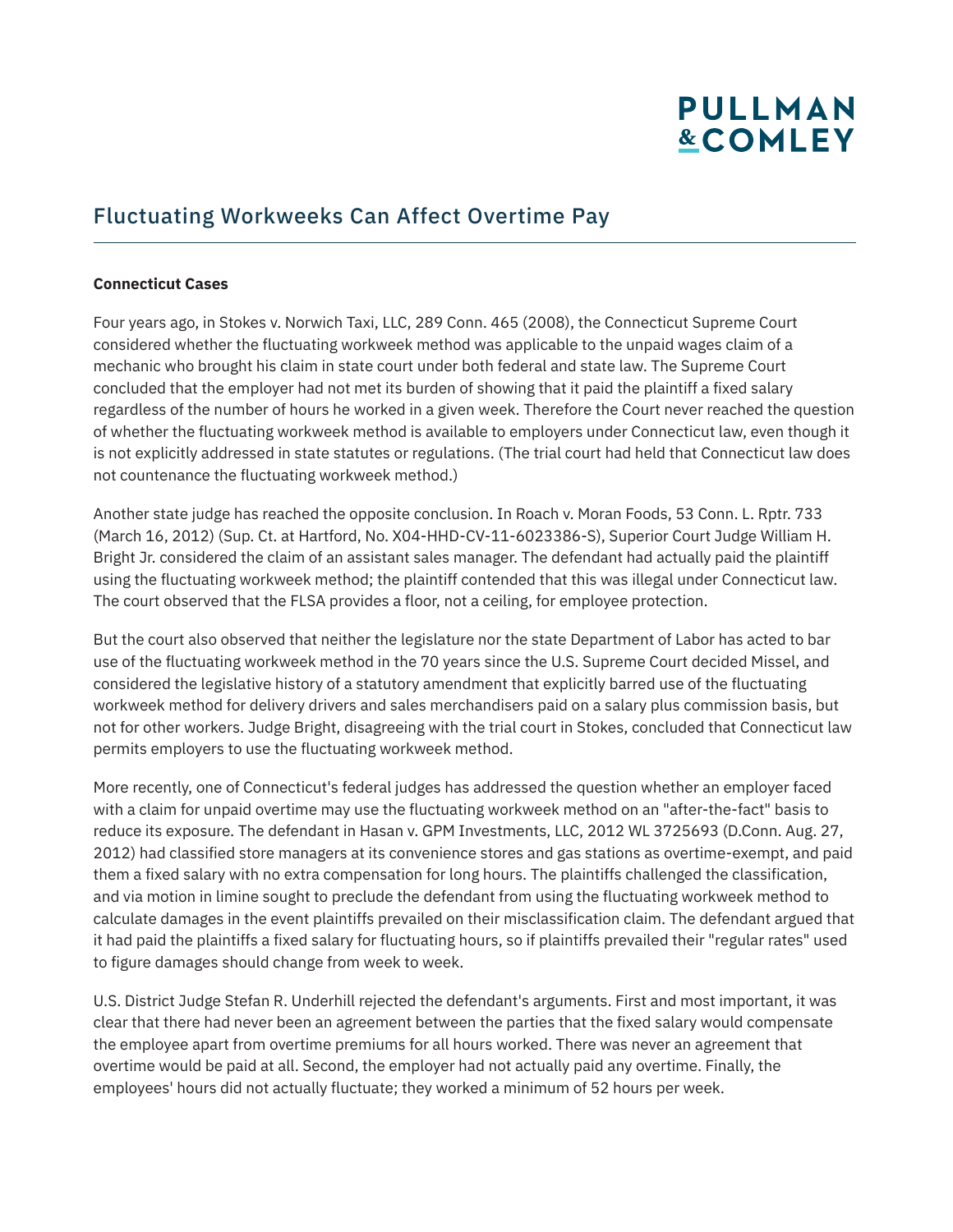## Fluctuating Workweeks Can Affect Overtime Pay

**Connecticut Cases**

Four years ago, in Stokes v. Norwich Taxi, LLC, 289 Conn. 465 (2008), the Connecticut Supreme Court considered whether the fluctuating workweek method was applicable to the unpaid wages claim of a mechanic who brought his claim in state court under both federal and state law. The Supreme Court concluded that the employer had not met its burden of showing that it paid the plaintiff a fixed salary regardless of the number of hours he worked in a given week. Therefore the Court never reached the question of whether the fluctuating workweek method is available to employers under Connecticut law, even though it is not explicitly addressed in state statutes or regulations. (The trial court had held that Connecticut law does not countenance the fluctuating workweek method.)

Another state judge has reached the opposite conclusion. In Roach v. Moran Foods, 53 Conn. L. Rptr. 733 (March 16, 2012) (Sup. Ct. at Hartford, No. X04-HHD-CV-11-6023386-S), Superior Court Judge William H. Bright Jr. considered the claim of an assistant sales manager. The defendant had actually paid the plaintiff using the fluctuating workweek method; the plaintiff contended that this was illegal under Connecticut law. The court observed that the FLSA provides a floor, not a ceiling, for employee protection.

But the court also observed that neither the legislature nor the state Department of Labor has acted to bar use of the fluctuating workweek method in the 70 years since the U.S. Supreme Court decided Missel, and considered the legislative history of a statutory amendment that explicitly barred use of the fluctuating workweek method for delivery drivers and sales merchandisers paid on a salary plus commission basis, but not for other workers. Judge Bright, disagreeing with the trial court in Stokes, concluded that Connecticut law permits employers to use the fluctuating workweek method.

More recently, one of Connecticut's federal judges has addressed the question whether an employer faced with a claim for unpaid overtime may use the fluctuating workweek method on an "after-the-fact" basis to reduce its exposure. The defendant in Hasan v. GPM Investments, LLC, 2012 WL 3725693 (D.Conn. Aug. 27, 2012) had classified store managers at its convenience stores and gas stations as overtime-exempt, and paid them a fixed salary with no extra compensation for long hours. The plaintiffs challenged the classification, and via motion in limine sought to preclude the defendant from using the fluctuating workweek method to calculate damages in the event plaintiffs prevailed on their misclassification claim. The defendant argued that it had paid the plaintiffs a fixed salary for fluctuating hours, so if plaintiffs prevailed their "regular rates" used to figure damages should change from week to week.

U.S. District Judge Stefan R. Underhill rejected the defendant's arguments. First and most important, it was clear that there had never been an agreement between the parties that the fixed salary would compensate the employee apart from overtime premiums for all hours worked. There was never an agreement that overtime would be paid at all. Second, the employer had not actually paid any overtime. Finally, the employees' hours did not actually fluctuate; they worked a minimum of 52 hours per week.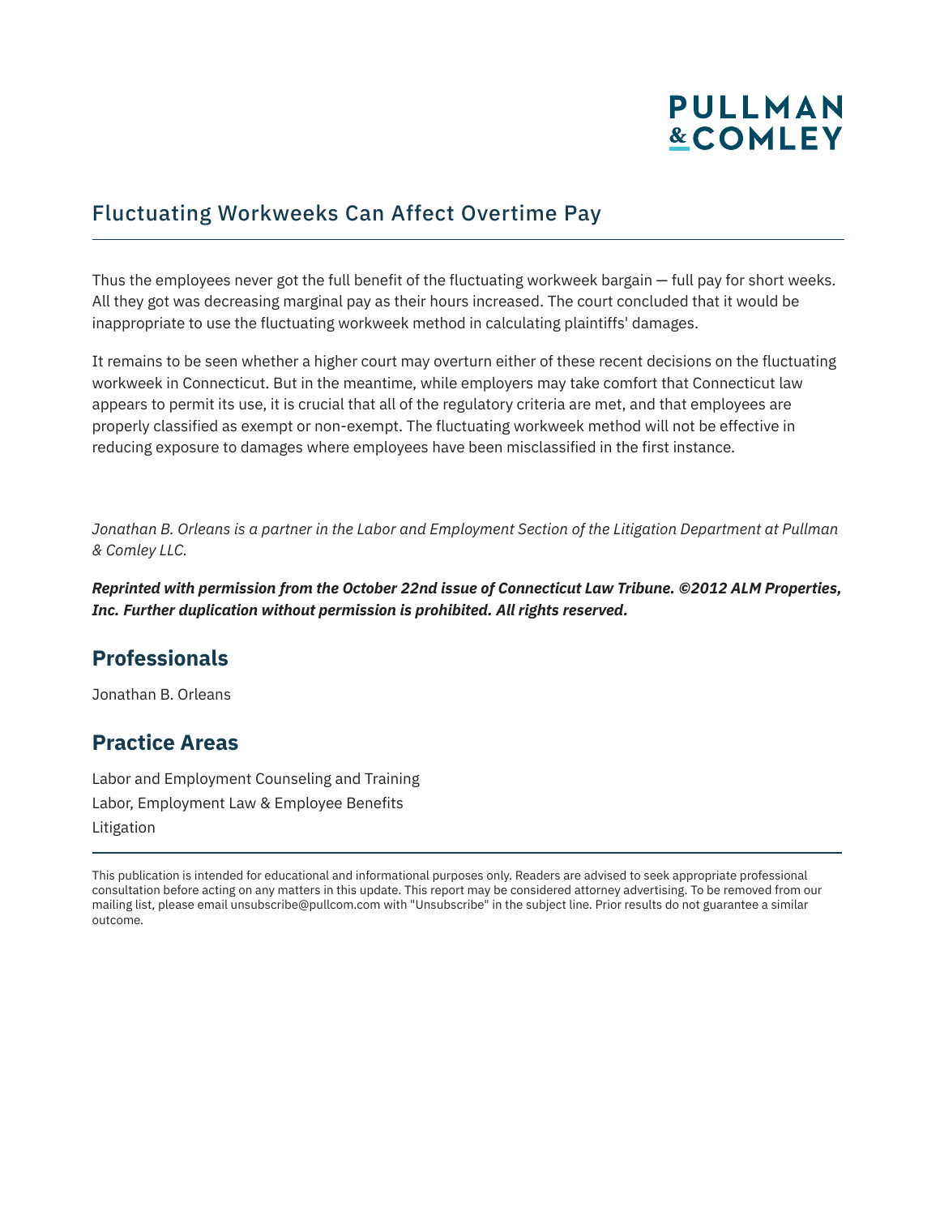Thus the employees never got the full benefit of the fluctuating workweek bargain — full pay for short weeks. All they got was decreasing marginal pay as their hours increased. The court concluded that it would be inappropriate to use the fluctuating workweek method in calculating plaintiffs' damages.

It remains to be seen whether a higher court may overturn either of these recent decisions on the fluctuating workweek in Connecticut. But in the meantime, while employers may take comfort that Connecticut law appears to permit its use, it is crucial that all of the regulatory criteria are met, and that employees are properly classified as exempt or non-exempt. The fluctuating workweek method will not be effective in reducing exposure to damages where employees have been misclassified in the first instance.

*Jonathan B. Orleans is a partner in the Labor and Employment Section of the Litigation Department at Pullman & Comley LLC.*

***Reprinted with permission from the October 22nd issue of Connecticut Law Tribune. ©2012 ALM Properties, Inc. Further duplication without permission is prohibited. All rights reserved.***

## Professionals

Jonathan B. Orleans

## Practice Areas

Labor and Employment Counseling and Training

Labor, Employment Law & Employee Benefits

Litigation

This publication is intended for educational and informational purposes only. Readers are advised to seek appropriate professional consultation before acting on any matters in this update. This report may be considered attorney advertising. To be removed from our mailing list, please email unsubscribe@pullcom.com with "Unsubscribe" in the subject line. Prior results do not guarantee a similar outcome.